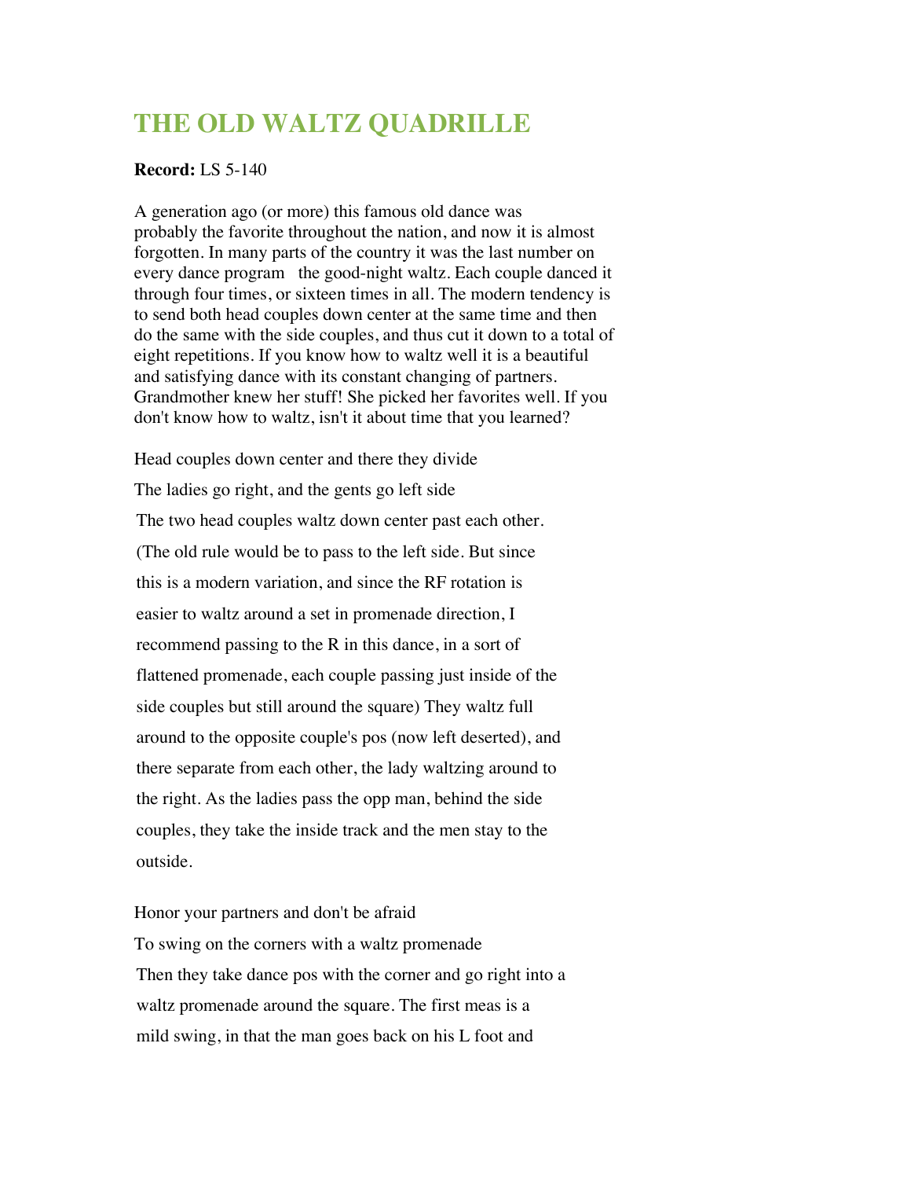# THE OLD WALTZ QUADRILLE

**Record:** LS 5-140

A generation ago (or more) this famous old dance was probably the favorite throughout the nation, and now it is almost forgotten. In many parts of the country it was the last number on every dance program   the good-night waltz. Each couple danced it through four times, or sixteen times in all. The modern tendency is to send both head couples down center at the same time and then do the same with the side couples, and thus cut it down to a total of eight repetitions. If you know how to waltz well it is a beautiful and satisfying dance with its constant changing of partners. Grandmother knew her stuff! She picked her favorites well. If you don't know how to waltz, isn't it about time that you learned?

Head couples down center and there they divide

The ladies go right, and the gents go left side

The two head couples waltz down center past each other. (The old rule would be to pass to the left side. But since this is a modern variation, and since the RF rotation is easier to waltz around a set in promenade direction, I recommend passing to the R in this dance, in a sort of flattened promenade, each couple passing just inside of the side couples but still around the square) They waltz full around to the opposite couple's pos (now left deserted), and there separate from each other, the lady waltzing around to the right. As the ladies pass the opp man, behind the side couples, they take the inside track and the men stay to the outside.

Honor your partners and don't be afraid

To swing on the corners with a waltz promenade

Then they take dance pos with the corner and go right into a waltz promenade around the square. The first meas is a mild swing, in that the man goes back on his L foot and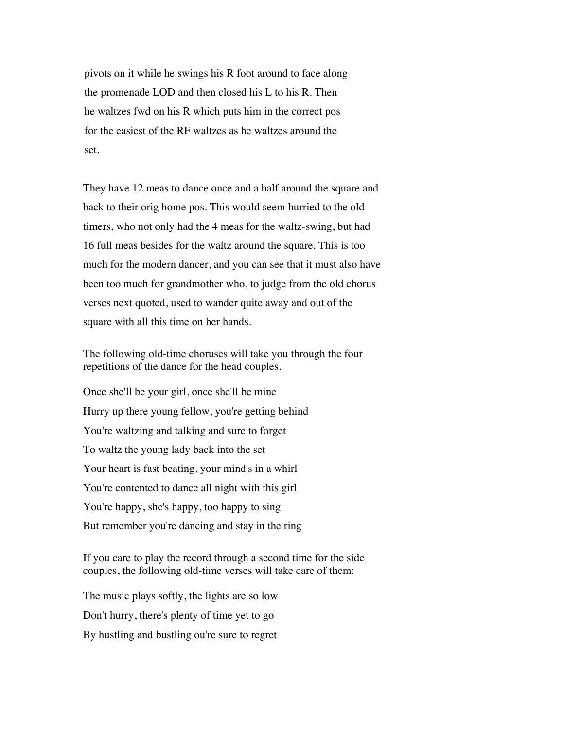pivots on it while he swings his R foot around to face along the promenade LOD and then closed his L to his R. Then he waltzes fwd on his R which puts him in the correct pos for the easiest of the RF waltzes as he waltzes around the set.

They have 12 meas to dance once and a half around the square and back to their orig home pos. This would seem hurried to the old timers, who not only had the 4 meas for the waltz-swing, but had 16 full meas besides for the waltz around the square. This is too much for the modern dancer, and you can see that it must also have been too much for grandmother who, to judge from the old chorus verses next quoted, used to wander quite away and out of the square with all this time on her hands.

The following old-time choruses will take you through the four repetitions of the dance for the head couples.

Once she'll be your girl, once she'll be mine
Hurry up there young fellow, you're getting behind
You're waltzing and talking and sure to forget
To waltz the young lady back into the set
Your heart is fast beating, your mind's in a whirl
You're contented to dance all night with this girl
You're happy, she's happy, too happy to sing
But remember you're dancing and stay in the ring

If you care to play the record through a second time for the side couples, the following old-time verses will take care of them:

The music plays softly, the lights are so low
Don't hurry, there's plenty of time yet to go
By hustling and bustling ou're sure to regret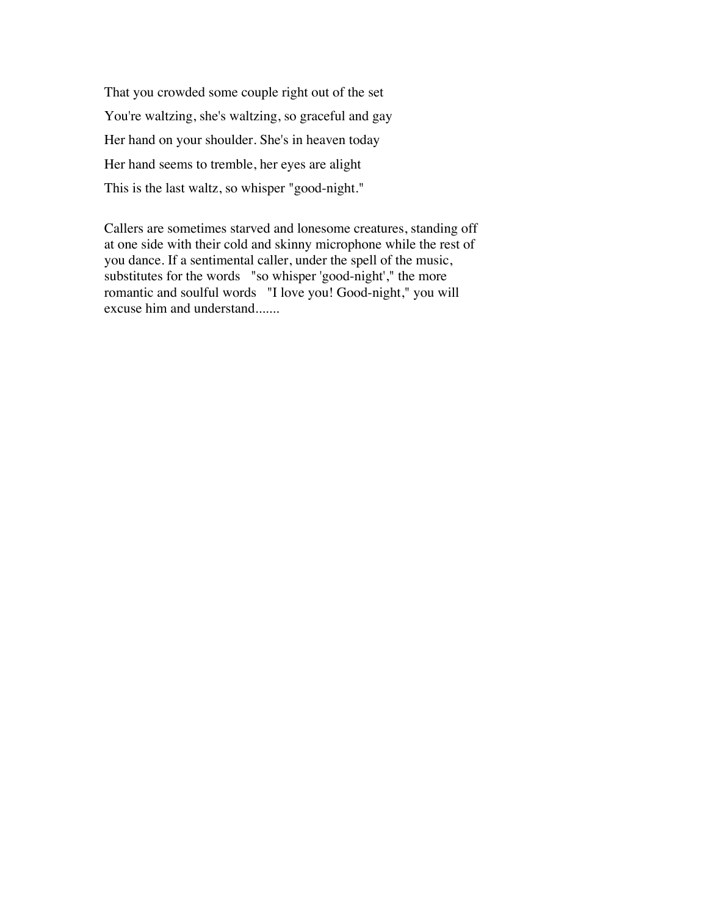That you crowded some couple right out of the set

You're waltzing, she's waltzing, so graceful and gay

Her hand on your shoulder. She's in heaven today

Her hand seems to tremble, her eyes are alight

This is the last waltz, so whisper "good-night."

Callers are sometimes starved and lonesome creatures, standing off at one side with their cold and skinny microphone while the rest of you dance. If a sentimental caller, under the spell of the music, substitutes for the words "so whisper 'good-night'," the more romantic and soulful words "I love you! Good-night," you will excuse him and understand.......